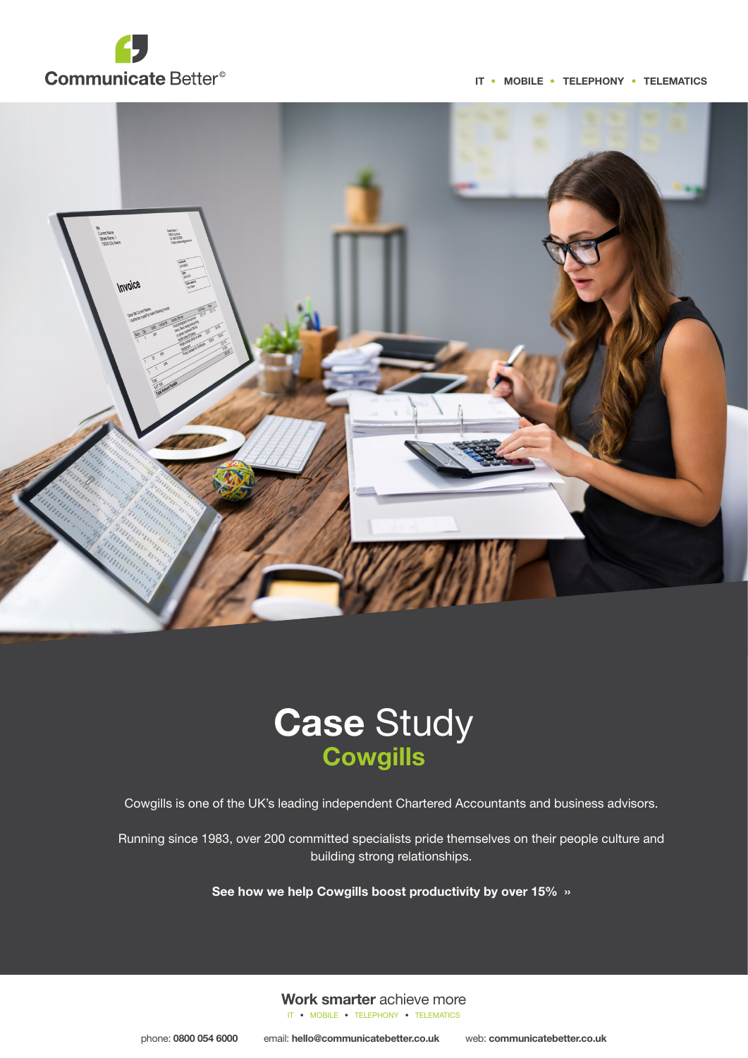Communicate Better©

IT • MOBILE • TELEPHONY • TELEMATICS

# Case Study
## Cowgills

Cowgills is one of the UK's leading independent Chartered Accountants and business advisors.

Running since 1983, over 200 committed specialists pride themselves on their people culture and building strong relationships.

**See how we help Cowgills boost productivity by over 15% »**

**Work smarter** achieve more

IT • MOBILE • TELEPHONY • TELEMATICS

phone: **0800 054 6000** email: **hello@communicatebetter.co.uk** web: **communicatebetter.co.uk**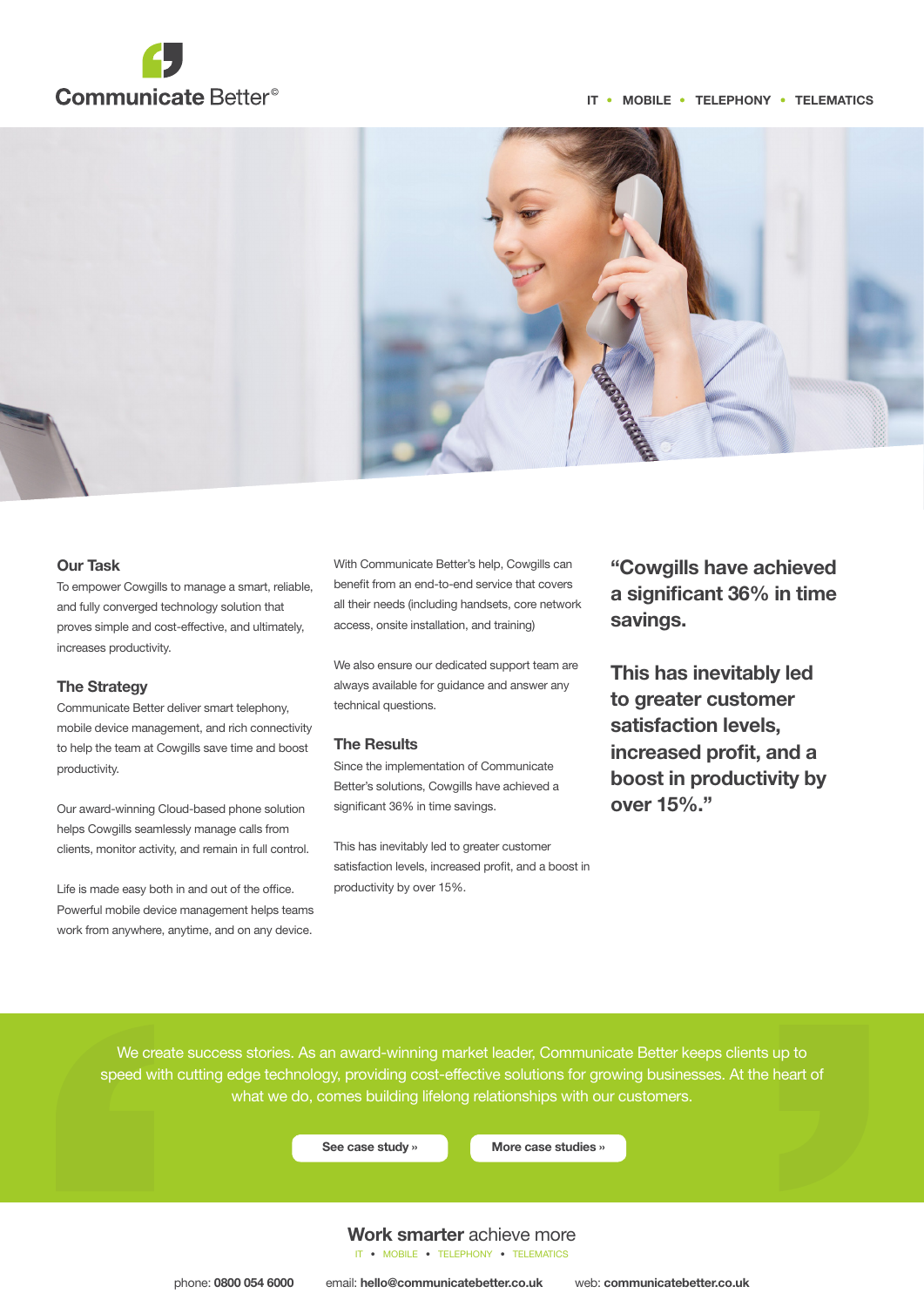Communicate Better©

IT • MOBILE • TELEPHONY • TELEMATICS

## Our Task

To empower Cowgills to manage a smart, reliable, and fully converged technology solution that proves simple and cost-effective, and ultimately, increases productivity.

## The Strategy

Communicate Better deliver smart telephony, mobile device management, and rich connectivity to help the team at Cowgills save time and boost productivity.

Our award-winning Cloud-based phone solution helps Cowgills seamlessly manage calls from clients, monitor activity, and remain in full control.

Life is made easy both in and out of the office. Powerful mobile device management helps teams work from anywhere, anytime, and on any device.

With Communicate Better's help, Cowgills can benefit from an end-to-end service that covers all their needs (including handsets, core network access, onsite installation, and training)

We also ensure our dedicated support team are always available for guidance and answer any technical questions.

## The Results

Since the implementation of Communicate Better's solutions, Cowgills have achieved a significant 36% in time savings.

This has inevitably led to greater customer satisfaction levels, increased profit, and a boost in productivity by over 15%.

**"Cowgills have achieved a significant 36% in time savings.**

**This has inevitably led to greater customer satisfaction levels, increased profit, and a boost in productivity by over 15%."**

We create success stories. As an award-winning market leader, Communicate Better keeps clients up to speed with cutting edge technology, providing cost-effective solutions for growing businesses. At the heart of what we do, comes building lifelong relationships with our customers.

See case study »

More case studies »

**Work smarter** achieve more

IT • MOBILE • TELEPHONY • TELEMATICS

phone: **0800 054 6000** email: **hello@communicatebetter.co.uk** web: **communicatebetter.co.uk**